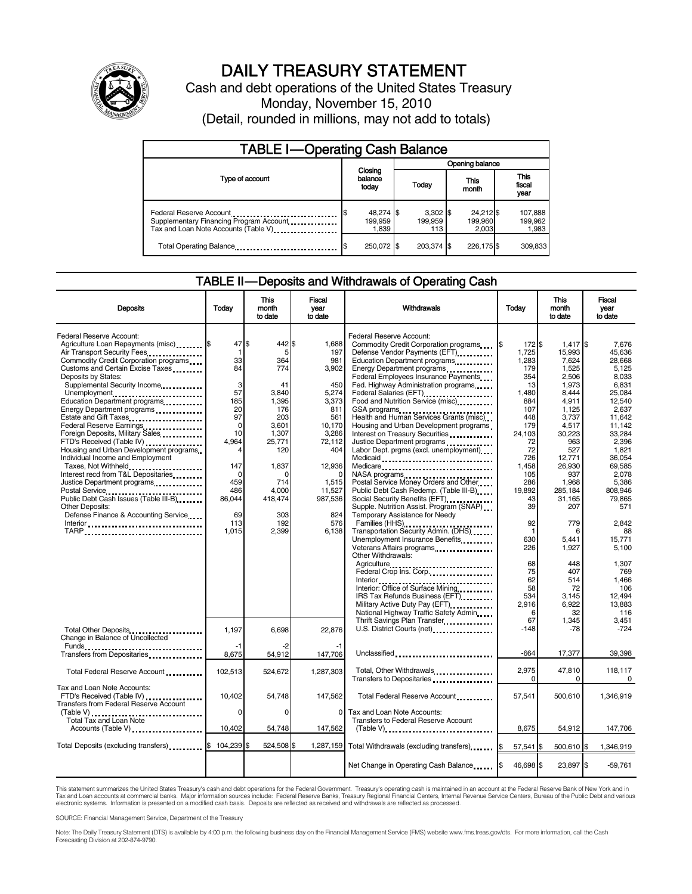# DAILY TREASURY STATEMENT

Cash and debt operations of the United States Treasury

Monday, November 15, 2010

(Detail, rounded in millions, may not add to totals)

## TABLE I—Operating Cash Balance

| Type of account | Closing balance today | Opening balance Today | Opening balance This month | Opening balance This fiscal year |
|---|---|---|---|---|
| Federal Reserve Account | $ 48,274 | $ 3,302 | $ 24,212 | $ 107,888 |
| Supplementary Financing Program Account | 199,959 | 199,959 | 199,960 | 199,962 |
| Tax and Loan Note Accounts (Table V) | 1,839 | 113 | 2,003 | 1,983 |
| Total Operating Balance | $ 250,072 | $ 203,374 | $ 226,175 | $ 309,833 |

## TABLE II—Deposits and Withdrawals of Operating Cash

| Deposits | Today | This month to date | Fiscal year to date |
|---|---|---|---|
| Federal Reserve Account: | | | |
| Agriculture Loan Repayments (misc) | $ 47 | $ 442 | $ 1,688 |
| Air Transport Security Fees | 1 | 5 | 197 |
| Commodity Credit Corporation programs | 33 | 364 | 981 |
| Customs and Certain Excise Taxes | 84 | 774 | 3,902 |
| Deposits by States: | | | |
| Supplemental Security Income | 3 | 41 | 450 |
| Unemployment | 57 | 3,840 | 5,274 |
| Education Department programs | 185 | 1,395 | 3,373 |
| Energy Department programs | 20 | 176 | 811 |
| Estate and Gift Taxes | 97 | 203 | 561 |
| Federal Reserve Earnings | 0 | 3,601 | 10,170 |
| Foreign Deposits, Military Sales | 10 | 1,307 | 3,286 |
| FTD's Received (Table IV) | 4,964 | 25,771 | 72,112 |
| Housing and Urban Development programs | 4 | 120 | 404 |
| Individual Income and Employment Taxes, Not Withheld | 147 | 1,837 | 12,936 |
| Interest recd from T&L Depositaries | 0 | 0 | 0 |
| Justice Department programs | 459 | 714 | 1,515 |
| Postal Service | 486 | 4,000 | 11,527 |
| Public Debt Cash Issues (Table III-B) | 86,044 | 418,474 | 987,536 |
| Other Deposits: | | | |
| Defense Finance & Accounting Service | 69 | 303 | 824 |
| Interior | 113 | 192 | 576 |
| TARP | 1,015 | 2,399 | 6,138 |
| Total Other Deposits | 1,197 | 6,698 | 22,876 |
| Change in Balance of Uncollected Funds | -1 | -2 | -1 |
| Transfers from Depositaries | 8,675 | 54,912 | 147,706 |
| Total Federal Reserve Account | 102,513 | 524,672 | 1,287,303 |
| Tax and Loan Note Accounts: | | | |
| FTD's Received (Table IV) | 10,402 | 54,748 | 147,562 |
| Transfers from Federal Reserve Account (Table V) | 0 | 0 | 0 |
| Total Tax and Loan Note Accounts (Table V) | 10,402 | 54,748 | 147,562 |
| Total Deposits (excluding transfers) | $ 104,239 | $ 524,508 | $ 1,287,159 |

| Withdrawals | Today | This month to date | Fiscal year to date |
|---|---|---|---|
| Federal Reserve Account: | | | |
| Commodity Credit Corporation programs | $ 172 | $ 1,417 | $ 7,676 |
| Defense Vendor Payments (EFT) | 1,725 | 15,993 | 45,636 |
| Education Department programs | 1,283 | 7,624 | 28,668 |
| Energy Department programs | 179 | 1,525 | 5,125 |
| Federal Employees Insurance Payments | 354 | 2,506 | 8,033 |
| Fed. Highway Administration programs | 13 | 1,973 | 6,831 |
| Federal Salaries (EFT) | 1,480 | 8,444 | 25,084 |
| Food and Nutrition Service (misc) | 884 | 4,911 | 12,540 |
| GSA programs | 107 | 1,125 | 2,637 |
| Health and Human Services Grants (misc) | 448 | 3,737 | 11,642 |
| Housing and Urban Development programs | 179 | 4,517 | 11,142 |
| Interest on Treasury Securities | 24,103 | 30,223 | 33,284 |
| Justice Department programs | 72 | 963 | 2,396 |
| Labor Dept. prgms (excl. unemployment) | 72 | 527 | 1,821 |
| Medicaid | 726 | 12,771 | 36,054 |
| Medicare | 1,458 | 26,930 | 69,585 |
| NASA programs | 105 | 937 | 2,078 |
| Postal Service Money Orders and Other | 286 | 1,968 | 5,386 |
| Public Debt Cash Redemp. (Table III-B) | 19,892 | 285,184 | 808,946 |
| Social Security Benefits (EFT) | 43 | 31,165 | 79,865 |
| Supple. Nutrition Assist. Program (SNAP) | 39 | 207 | 571 |
| Temporary Assistance for Needy Families (HHS) | 92 | 779 | 2,842 |
| Transportation Security Admin. (DHS) | 1 | 6 | 88 |
| Unemployment Insurance Benefits | 630 | 5,441 | 15,771 |
| Veterans Affairs programs | 226 | 1,927 | 5,100 |
| Other Withdrawals: | | | |
| Agriculture | 68 | 448 | 1,307 |
| Federal Crop Ins. Corp. | 75 | 407 | 769 |
| Interior | 62 | 514 | 1,466 |
| Interior: Office of Surface Mining | 58 | 72 | 106 |
| IRS Tax Refunds Business (EFT) | 534 | 3,145 | 12,494 |
| Military Active Duty Pay (EFT) | 2,916 | 6,922 | 13,883 |
| National Highway Traffic Safety Admin | 6 | 32 | 116 |
| Thrift Savings Plan Transfer | 67 | 1,345 | 3,451 |
| U.S. District Courts (net) | -148 | -78 | -724 |
| Unclassified | -664 | 17,377 | 39,398 |
| Total, Other Withdrawals | 2,975 | 47,810 | 118,117 |
| Transfers to Depositaries | 0 | 0 | 0 |
| Total Federal Reserve Account | 57,541 | 500,610 | 1,346,919 |
| Tax and Loan Note Accounts: | | | |
| Transfers to Federal Reserve Account (Table V) | 8,675 | 54,912 | 147,706 |
| Total Withdrawals (excluding transfers) | $ 57,541 | $ 500,610 | $ 1,346,919 |
| Net Change in Operating Cash Balance | $ 46,698 | $ 23,897 | $ -59,761 |

This statement summarizes the United States Treasury's cash and debt operations for the Federal Government. Treasury's operating cash is maintained in an account at the Federal Reserve Bank of New York and in Tax and Loan accounts at commercial banks. Major information sources include: Federal Reserve Banks, Treasury Regional Financial Centers, Internal Revenue Service Centers, Bureau of the Public Debt and various electronic systems. Information is presented on a modified cash basis. Deposits are reflected as received and withdrawals are reflected as processed.

SOURCE: Financial Management Service, Department of the Treasury

Note: The Daily Treasury Statement (DTS) is available by 4:00 p.m. the following business day on the Financial Management Service (FMS) website www.fms.treas.gov/dts. For more information, call the Cash Forecasting Division at 202-874-9790.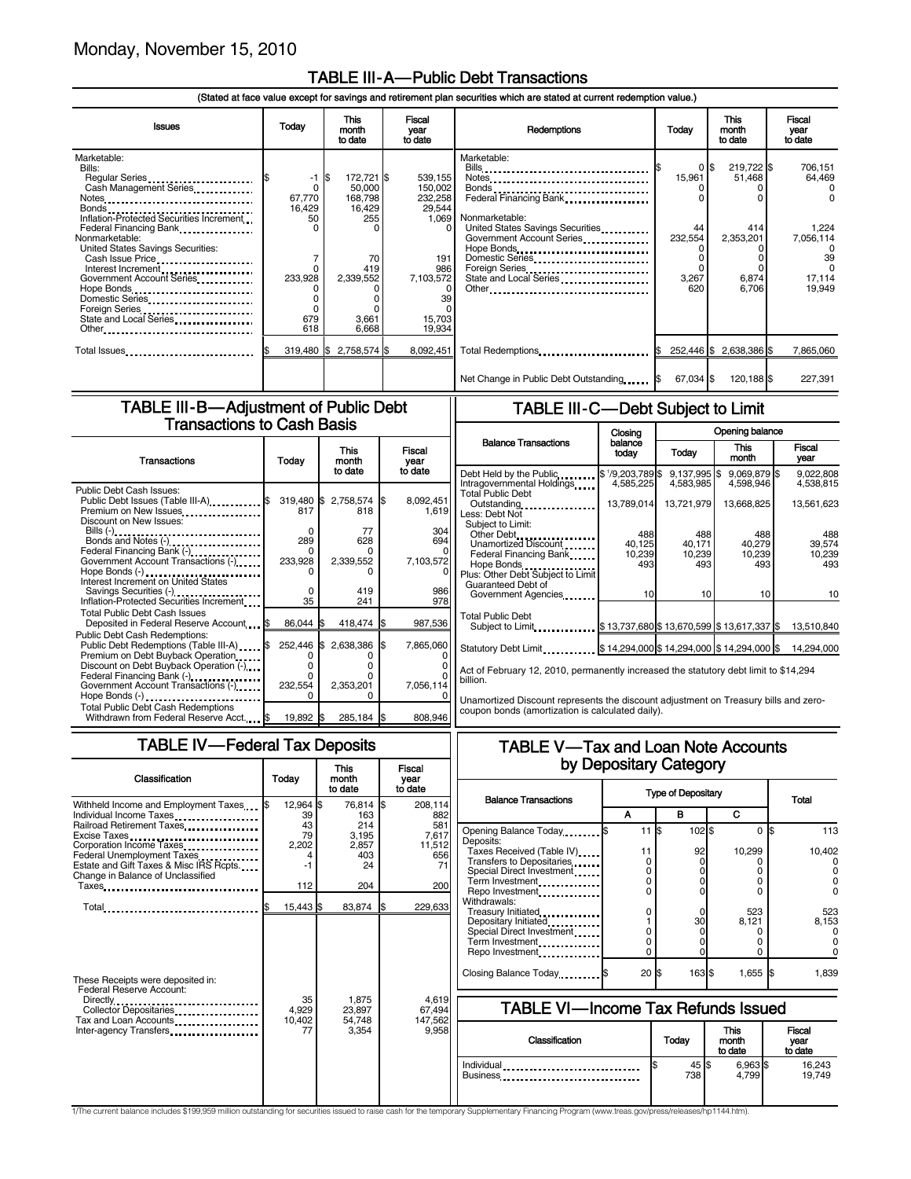Monday, November 15, 2010

## TABLE III-A—Public Debt Transactions

(Stated at face value except for savings and retirement plan securities which are stated at current redemption value.)

| Issues | Today | This month to date | Fiscal year to date |
|---|---|---|---|
| Marketable: | | | |
| Bills: | | | |
| Regular Series | $ -1 | $ 172,721 | $ 539,155 |
| Cash Management Series | 0 | 50,000 | 150,002 |
| Notes | 67,770 | 168,798 | 232,258 |
| Bonds | 16,429 | 16,429 | 29,544 |
| Inflation-Protected Securities Increment | 50 | 255 | 1,069 |
| Federal Financing Bank | 0 | 0 | 0 |
| Nonmarketable: | | | |
| United States Savings Securities: | | | |
| Cash Issue Price | 7 | 70 | 191 |
| Interest Increment | 0 | 419 | 986 |
| Government Account Series | 233,928 | 2,339,552 | 7,103,572 |
| Hope Bonds | 0 | 0 | 0 |
| Domestic Series | 0 | 0 | 39 |
| Foreign Series | 0 | 0 | 0 |
| State and Local Series | 679 | 3,661 | 15,703 |
| Other | 618 | 6,668 | 19,934 |
| Total Issues | $ 319,480 | $ 2,758,574 | $ 8,092,451 |

| Redemptions | Today | This month to date | Fiscal year to date |
|---|---|---|---|
| Marketable: | | | |
| Bills | $ 0 | $ 219,722 | $ 706,151 |
| Notes | 15,961 | 51,468 | 64,469 |
| Bonds | 0 | 0 | 0 |
| Federal Financing Bank | 0 | 0 | 0 |
| Nonmarketable: | | | |
| United States Savings Securities | 44 | 414 | 1,224 |
| Government Account Series | 232,554 | 2,353,201 | 7,056,114 |
| Hope Bonds | 0 | 0 | 0 |
| Domestic Series | 0 | 0 | 39 |
| Foreign Series | 0 | 0 | 0 |
| State and Local Series | 3,267 | 6,874 | 17,114 |
| Other | 620 | 6,706 | 19,949 |
| Total Redemptions | $ 252,446 | $ 2,638,386 | $ 7,865,060 |
| Net Change in Public Debt Outstanding | $ 67,034 | $ 120,188 | $ 227,391 |

## TABLE III-B—Adjustment of Public Debt Transactions to Cash Basis

| Transactions | Today | This month to date | Fiscal year to date |
|---|---|---|---|
| Public Debt Cash Issues: | | | |
| Public Debt Issues (Table III-A) | $ 319,480 | $ 2,758,574 | $ 8,092,451 |
| Premium on New Issues | 817 | 818 | 1,619 |
| Discount on New Issues: | | | |
| Bills (-) | 0 | 77 | 304 |
| Bonds and Notes (-) | 289 | 628 | 694 |
| Federal Financing Bank (-) | 0 | 0 | 0 |
| Government Account Transactions (-) | 233,928 | 2,339,552 | 7,103,572 |
| Hope Bonds (-) | 0 | 0 | 0 |
| Interest Increment on United States Savings Securities (-) | 0 | 419 | 986 |
| Inflation-Protected Securities Increment | 35 | 241 | 978 |
| Total Public Debt Cash Issues Deposited in Federal Reserve Account | $ 86,044 | $ 418,474 | $ 987,536 |
| Public Debt Cash Redemptions: | | | |
| Public Debt Redemptions (Table III-A) | $ 252,446 | $ 2,638,386 | $ 7,865,060 |
| Premium on Debt Buyback Operation | 0 | 0 | 0 |
| Discount on Debt Buyback Operation (-) | 0 | 0 | 0 |
| Federal Financing Bank (-) | 0 | 0 | 0 |
| Government Account Transactions (-) | 232,554 | 2,353,201 | 7,056,114 |
| Hope Bonds (-) | 0 | 0 | 0 |
| Total Public Debt Cash Redemptions Withdrawn from Federal Reserve Acct. | $ 19,892 | $ 285,184 | $ 808,946 |

## TABLE III-C—Debt Subject to Limit

| Balance Transactions | Closing balance today | Opening balance Today | Opening balance This month | Opening balance Fiscal year |
|---|---|---|---|---|
| Debt Held by the Public | $ [1]9,203,789 | $ 9,137,995 | $ 9,069,879 | $ 9,022,808 |
| Intragovernmental Holdings | 4,585,225 | 4,583,985 | 4,598,946 | 4,538,815 |
| Total Public Debt Outstanding | 13,789,014 | 13,721,979 | 13,668,825 | 13,561,623 |
| Less: Debt Not Subject to Limit: | | | | |
| Other Debt | 488 | 488 | 488 | 488 |
| Unamortized Discount | 40,125 | 40,171 | 40,279 | 39,574 |
| Federal Financing Bank | 10,239 | 10,239 | 10,239 | 10,239 |
| Hope Bonds | 493 | 493 | 493 | 493 |
| Plus: Other Debt Subject to Limit Guaranteed Debt of Government Agencies | 10 | 10 | 10 | 10 |
| Total Public Debt Subject to Limit | $ 13,737,680 | $ 13,670,599 | $ 13,617,337 | $ 13,510,840 |
| Statutory Debt Limit | $ 14,294,000 | $ 14,294,000 | $ 14,294,000 | $ 14,294,000 |

Act of February 12, 2010, permanently increased the statutory debt limit to $14,294 billion.

Unamortized Discount represents the discount adjustment on Treasury bills and zero-coupon bonds (amortization is calculated daily).

## TABLE IV—Federal Tax Deposits

| Classification | Today | This month to date | Fiscal year to date |
|---|---|---|---|
| Withheld Income and Employment Taxes | $ 12,964 | $ 76,814 | $ 208,114 |
| Individual Income Taxes | 39 | 163 | 882 |
| Railroad Retirement Taxes | 43 | 214 | 581 |
| Excise Taxes | 79 | 3,195 | 7,617 |
| Corporation Income Taxes | 2,202 | 2,857 | 11,512 |
| Federal Unemployment Taxes | 4 | 403 | 656 |
| Estate and Gift Taxes & Misc IRS Rcpts. | -1 | 24 | 71 |
| Change in Balance of Unclassified Taxes | 112 | 204 | 200 |
| Total | $ 15,443 | $ 83,874 | $ 229,633 |
| These Receipts were deposited in: | | | |
| Federal Reserve Account: | | | |
| Directly | 35 | 1,875 | 4,619 |
| Collector Depositaries | 4,929 | 23,897 | 67,494 |
| Tax and Loan Accounts | 10,402 | 54,748 | 147,562 |
| Inter-agency Transfers | 77 | 3,354 | 9,958 |

## TABLE V—Tax and Loan Note Accounts by Depositary Category

| Balance Transactions | Type of Depositary A | Type of Depositary B | Type of Depositary C | Total |
|---|---|---|---|---|
| Opening Balance Today | $ 11 | $ 102 | $ 0 | $ 113 |
| Deposits: | | | | |
| Taxes Received (Table IV) | 11 | 92 | 10,299 | 10,402 |
| Transfers to Depositaries | 0 | 0 | 0 | 0 |
| Special Direct Investment | 0 | 0 | 0 | 0 |
| Term Investment | 0 | 0 | 0 | 0 |
| Repo Investment | 0 | 0 | 0 | 0 |
| Withdrawals: | | | | |
| Treasury Initiated | 0 | 0 | 523 | 523 |
| Depositary Initiated | 1 | 30 | 8,121 | 8,153 |
| Special Direct Investment | 0 | 0 | 0 | 0 |
| Term Investment | 0 | 0 | 0 | 0 |
| Repo Investment | 0 | 0 | 0 | 0 |
| Closing Balance Today | $ 20 | $ 163 | $ 1,655 | $ 1,839 |

## TABLE VI—Income Tax Refunds Issued

| Classification | Today | This month to date | Fiscal year to date |
|---|---|---|---|
| Individual | $ 45 | $ 6,963 | $ 16,243 |
| Business | 738 | 4,799 | 19,749 |

1/The current balance includes $199,959 million outstanding for securities issued to raise cash for the temporary Supplementary Financing Program (www.treas.gov/press/releases/hp1144.htm).